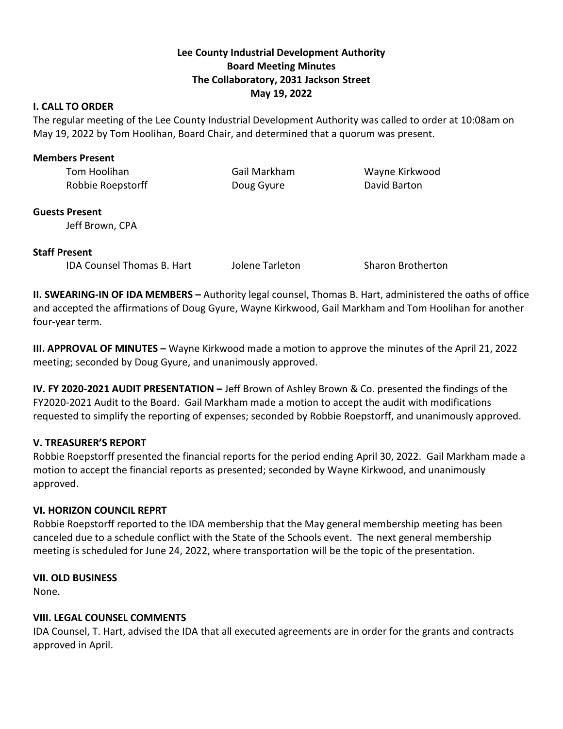**Lee County Industrial Development Authority**
**Board Meeting Minutes**
**The Collaboratory, 2031 Jackson Street**
**May 19, 2022**

**I. CALL TO ORDER**

The regular meeting of the Lee County Industrial Development Authority was called to order at 10:08am on May 19, 2022 by Tom Hoolihan, Board Chair, and determined that a quorum was present.

**Members Present**

Tom Hoolihan, Gail Markham, Wayne Kirkwood, Robbie Roepstorff, Doug Gyure, David Barton

**Guests Present**

Jeff Brown, CPA

**Staff Present**

IDA Counsel Thomas B. Hart, Jolene Tarleton, Sharon Brotherton

**II. SWEARING-IN OF IDA MEMBERS –** Authority legal counsel, Thomas B. Hart, administered the oaths of office and accepted the affirmations of Doug Gyure, Wayne Kirkwood, Gail Markham and Tom Hoolihan for another four-year term.

**III. APPROVAL OF MINUTES –** Wayne Kirkwood made a motion to approve the minutes of the April 21, 2022 meeting; seconded by Doug Gyure, and unanimously approved.

**IV. FY 2020-2021 AUDIT PRESENTATION –** Jeff Brown of Ashley Brown & Co. presented the findings of the FY2020-2021 Audit to the Board. Gail Markham made a motion to accept the audit with modifications requested to simplify the reporting of expenses; seconded by Robbie Roepstorff, and unanimously approved.

**V. TREASURER'S REPORT**

Robbie Roepstorff presented the financial reports for the period ending April 30, 2022. Gail Markham made a motion to accept the financial reports as presented; seconded by Wayne Kirkwood, and unanimously approved.

**VI. HORIZON COUNCIL REPRT**

Robbie Roepstorff reported to the IDA membership that the May general membership meeting has been canceled due to a schedule conflict with the State of the Schools event. The next general membership meeting is scheduled for June 24, 2022, where transportation will be the topic of the presentation.

**VII. OLD BUSINESS**

None.

**VIII. LEGAL COUNSEL COMMENTS**

IDA Counsel, T. Hart, advised the IDA that all executed agreements are in order for the grants and contracts approved in April.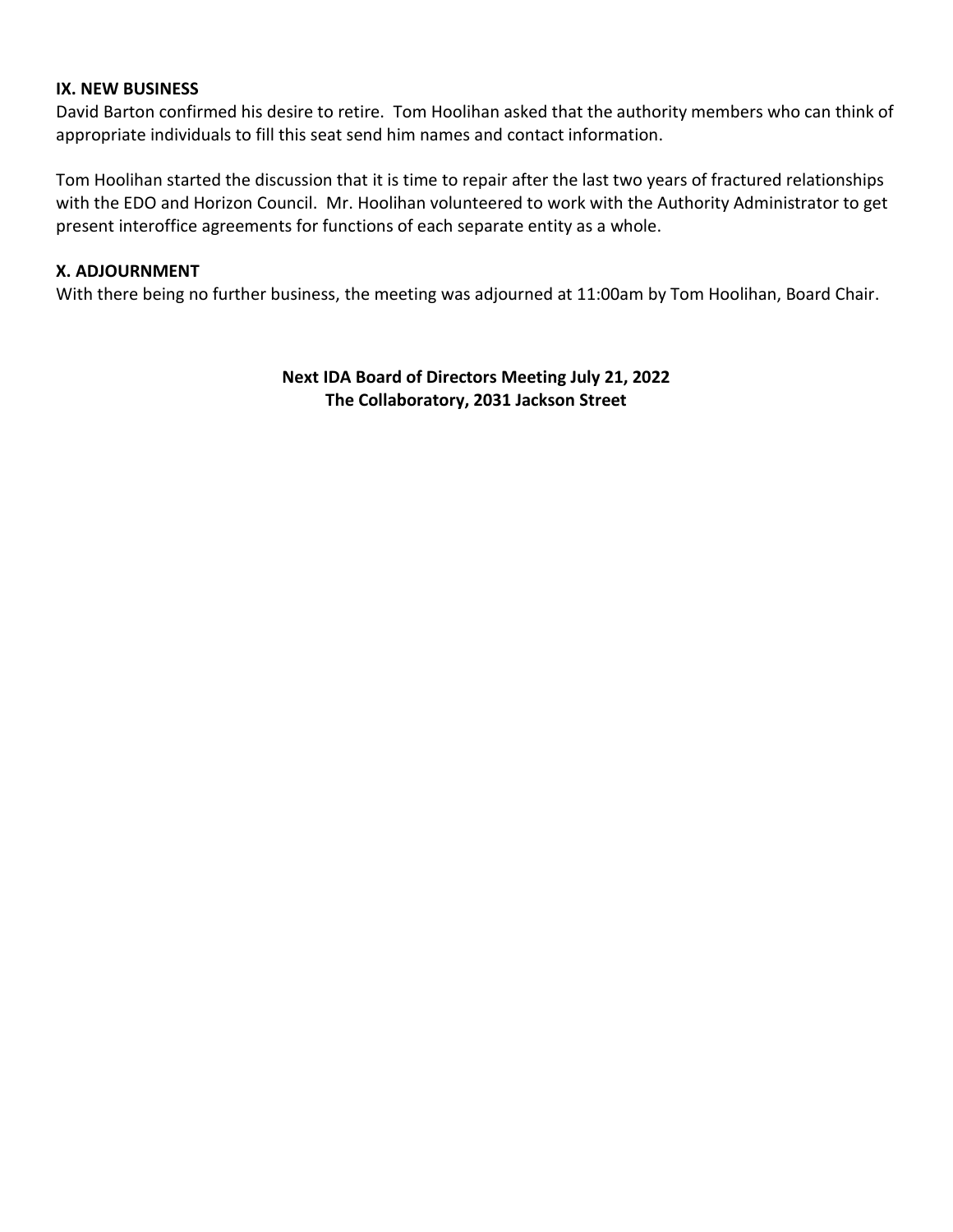**IX. NEW BUSINESS**

David Barton confirmed his desire to retire. Tom Hoolihan asked that the authority members who can think of appropriate individuals to fill this seat send him names and contact information.

Tom Hoolihan started the discussion that it is time to repair after the last two years of fractured relationships with the EDO and Horizon Council. Mr. Hoolihan volunteered to work with the Authority Administrator to get present interoffice agreements for functions of each separate entity as a whole.

**X. ADJOURNMENT**

With there being no further business, the meeting was adjourned at 11:00am by Tom Hoolihan, Board Chair.

**Next IDA Board of Directors Meeting July 21, 2022**
**The Collaboratory, 2031 Jackson Street**